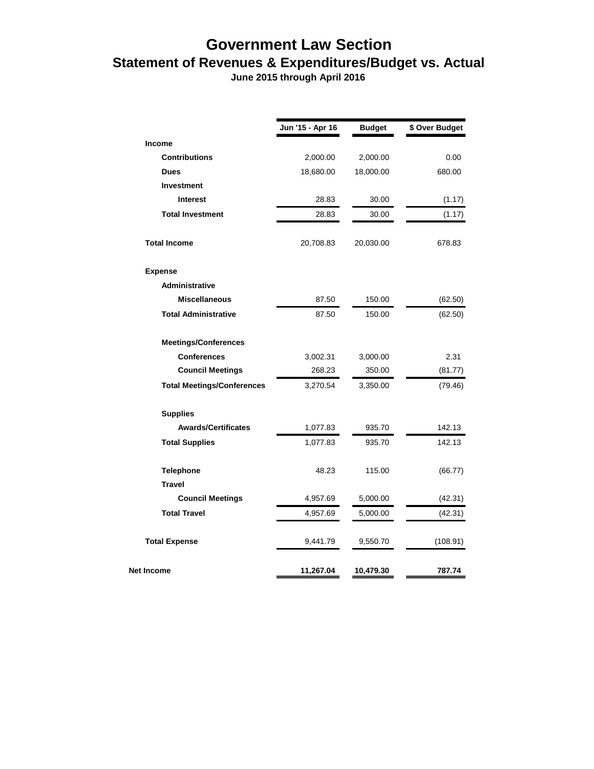# Government Law Section

## Statement of Revenues & Expenditures/Budget vs. Actual

**June 2015 through April 2016**

| | Jun '15 - Apr 16 | Budget | $ Over Budget |
|---|---|---|---|
| **Income** | | | |
| **Contributions** | 2,000.00 | 2,000.00 | 0.00 |
| **Dues** | 18,680.00 | 18,000.00 | 680.00 |
| **Investment** | | | |
| **Interest** | 28.83 | 30.00 | (1.17) |
| **Total Investment** | 28.83 | 30.00 | (1.17) |
| **Total Income** | 20,708.83 | 20,030.00 | 678.83 |
| **Expense** | | | |
| **Administrative** | | | |
| **Miscellaneous** | 87.50 | 150.00 | (62.50) |
| **Total Administrative** | 87.50 | 150.00 | (62.50) |
| **Meetings/Conferences** | | | |
| **Conferences** | 3,002.31 | 3,000.00 | 2.31 |
| **Council Meetings** | 268.23 | 350.00 | (81.77) |
| **Total Meetings/Conferences** | 3,270.54 | 3,350.00 | (79.46) |
| **Supplies** | | | |
| **Awards/Certificates** | 1,077.83 | 935.70 | 142.13 |
| **Total Supplies** | 1,077.83 | 935.70 | 142.13 |
| **Telephone** | 48.23 | 115.00 | (66.77) |
| **Travel** | | | |
| **Council Meetings** | 4,957.69 | 5,000.00 | (42.31) |
| **Total Travel** | 4,957.69 | 5,000.00 | (42.31) |
| **Total Expense** | 9,441.79 | 9,550.70 | (108.91) |
| **Net Income** | **11,267.04** | **10,479.30** | **787.74** |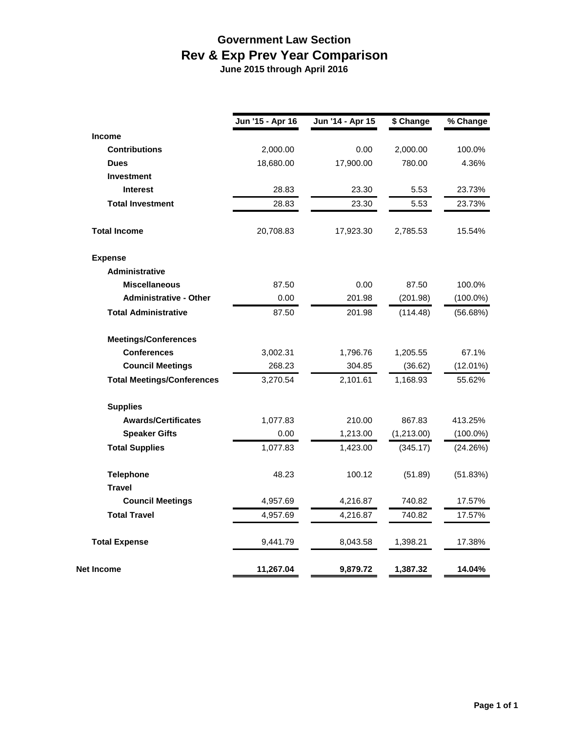# Government Law Section
## Rev & Exp Prev Year Comparison
### June 2015 through April 2016

| | Jun '15 - Apr 16 | Jun '14 - Apr 15 | $ Change | % Change |
|---|---|---|---|---|
| **Income** | | | | |
| **Contributions** | 2,000.00 | 0.00 | 2,000.00 | 100.0% |
| **Dues** | 18,680.00 | 17,900.00 | 780.00 | 4.36% |
| **Investment** | | | | |
| **Interest** | 28.83 | 23.30 | 5.53 | 23.73% |
| **Total Investment** | 28.83 | 23.30 | 5.53 | 23.73% |
| **Total Income** | 20,708.83 | 17,923.30 | 2,785.53 | 15.54% |
| **Expense** | | | | |
| **Administrative** | | | | |
| **Miscellaneous** | 87.50 | 0.00 | 87.50 | 100.0% |
| **Administrative - Other** | 0.00 | 201.98 | (201.98) | (100.0%) |
| **Total Administrative** | 87.50 | 201.98 | (114.48) | (56.68%) |
| **Meetings/Conferences** | | | | |
| **Conferences** | 3,002.31 | 1,796.76 | 1,205.55 | 67.1% |
| **Council Meetings** | 268.23 | 304.85 | (36.62) | (12.01%) |
| **Total Meetings/Conferences** | 3,270.54 | 2,101.61 | 1,168.93 | 55.62% |
| **Supplies** | | | | |
| **Awards/Certificates** | 1,077.83 | 210.00 | 867.83 | 413.25% |
| **Speaker Gifts** | 0.00 | 1,213.00 | (1,213.00) | (100.0%) |
| **Total Supplies** | 1,077.83 | 1,423.00 | (345.17) | (24.26%) |
| **Telephone** | 48.23 | 100.12 | (51.89) | (51.83%) |
| **Travel** | | | | |
| **Council Meetings** | 4,957.69 | 4,216.87 | 740.82 | 17.57% |
| **Total Travel** | 4,957.69 | 4,216.87 | 740.82 | 17.57% |
| **Total Expense** | 9,441.79 | 8,043.58 | 1,398.21 | 17.38% |
| **Net Income** | **11,267.04** | **9,879.72** | **1,387.32** | **14.04%** |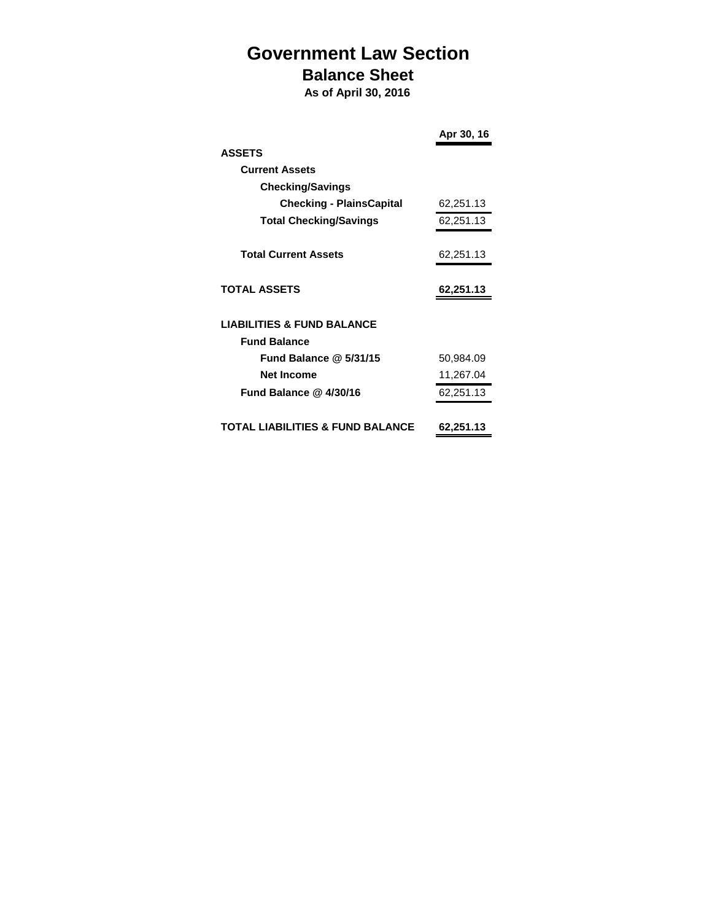# Government Law Section

## Balance Sheet

### As of April 30, 2016

| | Apr 30, 16 |
|---|---|
| **ASSETS** | |
| **Current Assets** | |
| **Checking/Savings** | |
| **Checking - PlainsCapital** | 62,251.13 |
| **Total Checking/Savings** | 62,251.13 |
| **Total Current Assets** | 62,251.13 |
| **TOTAL ASSETS** | **62,251.13** |
| **LIABILITIES & FUND BALANCE** | |
| **Fund Balance** | |
| **Fund Balance @ 5/31/15** | 50,984.09 |
| **Net Income** | 11,267.04 |
| **Fund Balance @ 4/30/16** | 62,251.13 |
| **TOTAL LIABILITIES & FUND BALANCE** | **62,251.13** |